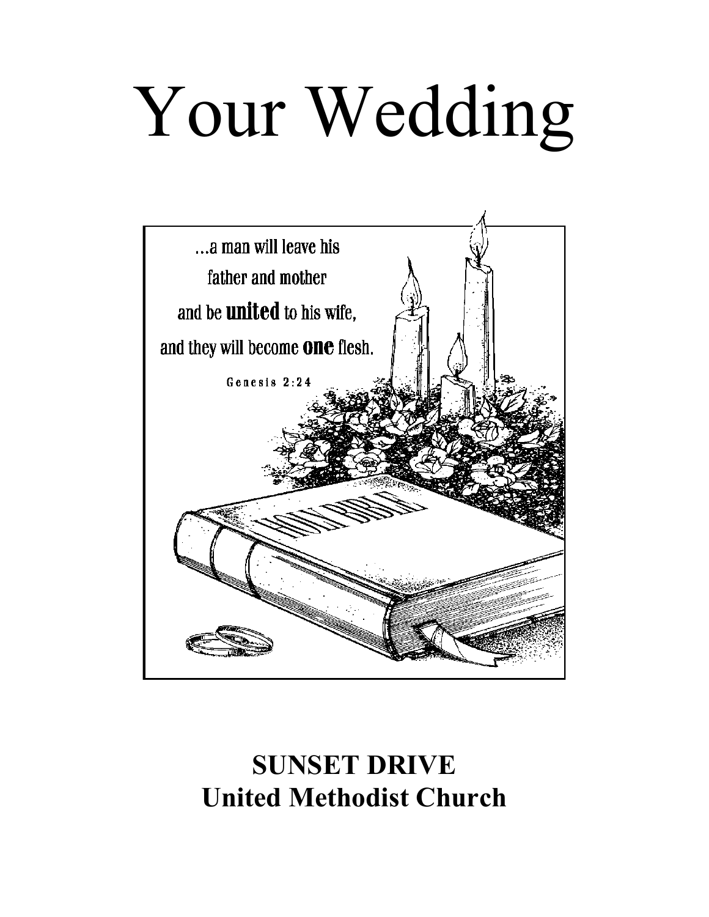# Your Wedding

...a man will leave his father and mother and be **united** to his wife, and they will become **one** flesh.

Genesis 2:24

HOLY BIBLE

**SUNSET DRIVE**
**United Methodist Church**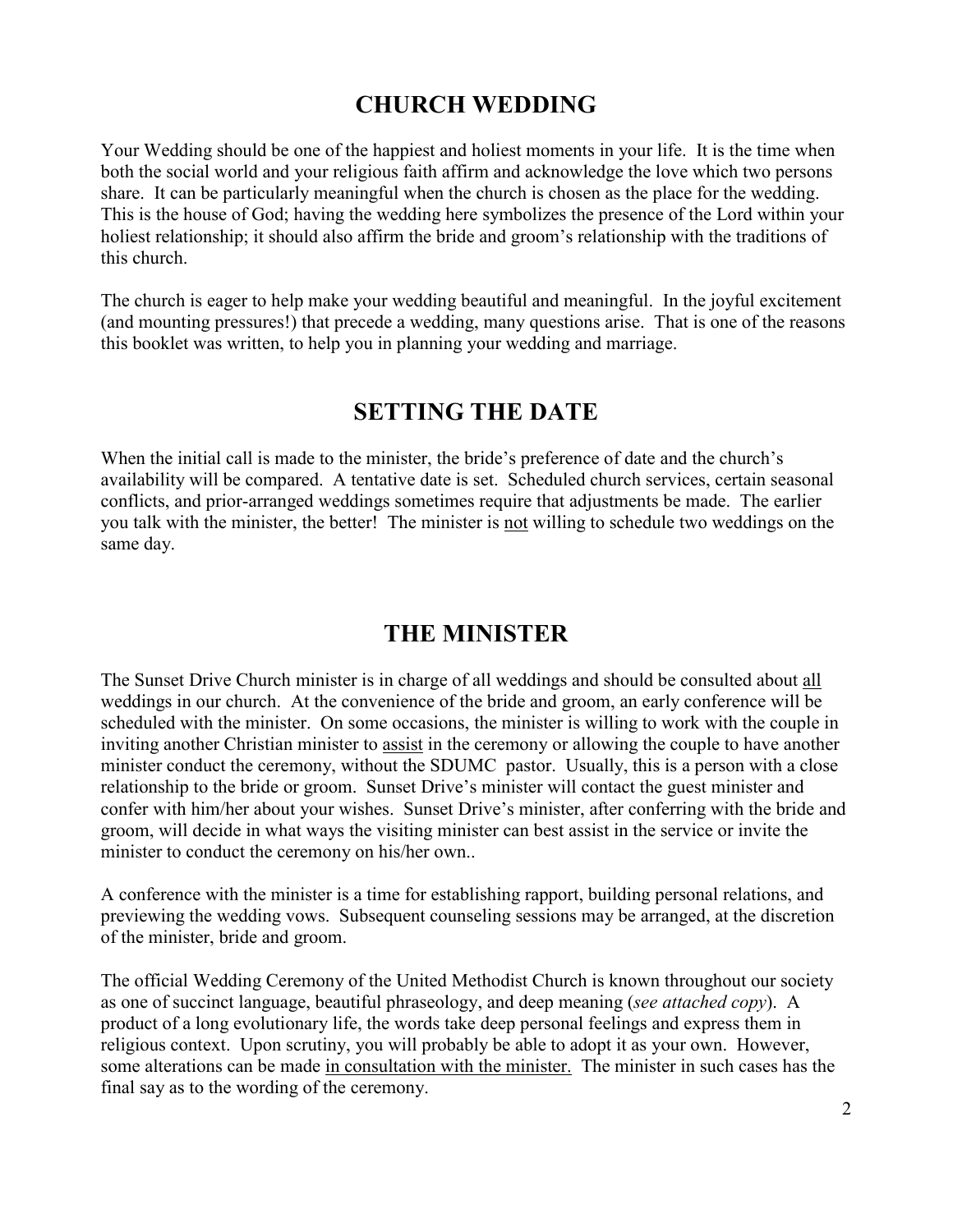## CHURCH WEDDING

Your Wedding should be one of the happiest and holiest moments in your life. It is the time when both the social world and your religious faith affirm and acknowledge the love which two persons share. It can be particularly meaningful when the church is chosen as the place for the wedding. This is the house of God; having the wedding here symbolizes the presence of the Lord within your holiest relationship; it should also affirm the bride and groom's relationship with the traditions of this church.

The church is eager to help make your wedding beautiful and meaningful. In the joyful excitement (and mounting pressures!) that precede a wedding, many questions arise. That is one of the reasons this booklet was written, to help you in planning your wedding and marriage.

## SETTING THE DATE

When the initial call is made to the minister, the bride's preference of date and the church's availability will be compared. A tentative date is set. Scheduled church services, certain seasonal conflicts, and prior-arranged weddings sometimes require that adjustments be made. The earlier you talk with the minister, the better! The minister is <u>not</u> willing to schedule two weddings on the same day.

## THE MINISTER

The Sunset Drive Church minister is in charge of all weddings and should be consulted about <u>all</u> weddings in our church. At the convenience of the bride and groom, an early conference will be scheduled with the minister. On some occasions, the minister is willing to work with the couple in inviting another Christian minister to <u>assist</u> in the ceremony or allowing the couple to have another minister conduct the ceremony, without the SDUMC pastor. Usually, this is a person with a close relationship to the bride or groom. Sunset Drive's minister will contact the guest minister and confer with him/her about your wishes. Sunset Drive's minister, after conferring with the bride and groom, will decide in what ways the visiting minister can best assist in the service or invite the minister to conduct the ceremony on his/her own..

A conference with the minister is a time for establishing rapport, building personal relations, and previewing the wedding vows. Subsequent counseling sessions may be arranged, at the discretion of the minister, bride and groom.

The official Wedding Ceremony of the United Methodist Church is known throughout our society as one of succinct language, beautiful phraseology, and deep meaning (*see attached copy*). A product of a long evolutionary life, the words take deep personal feelings and express them in religious context. Upon scrutiny, you will probably be able to adopt it as your own. However, some alterations can be made <u>in consultation with the minister.</u> The minister in such cases has the final say as to the wording of the ceremony.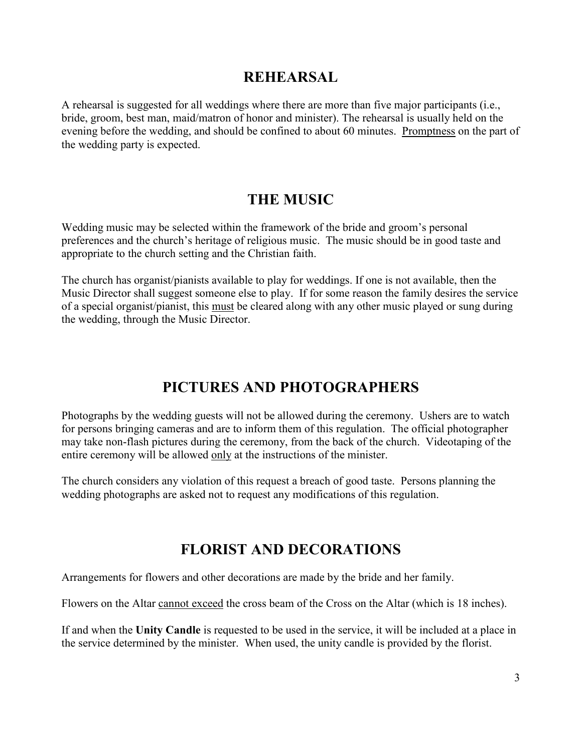## REHEARSAL

A rehearsal is suggested for all weddings where there are more than five major participants (i.e., bride, groom, best man, maid/matron of honor and minister). The rehearsal is usually held on the evening before the wedding, and should be confined to about 60 minutes. <u>Promptness</u> on the part of the wedding party is expected.

## THE MUSIC

Wedding music may be selected within the framework of the bride and groom's personal preferences and the church's heritage of religious music. The music should be in good taste and appropriate to the church setting and the Christian faith.

The church has organist/pianists available to play for weddings. If one is not available, then the Music Director shall suggest someone else to play. If for some reason the family desires the service of a special organist/pianist, this <u>must</u> be cleared along with any other music played or sung during the wedding, through the Music Director.

## PICTURES AND PHOTOGRAPHERS

Photographs by the wedding guests will not be allowed during the ceremony. Ushers are to watch for persons bringing cameras and are to inform them of this regulation. The official photographer may take non-flash pictures during the ceremony, from the back of the church. Videotaping of the entire ceremony will be allowed <u>only</u> at the instructions of the minister.

The church considers any violation of this request a breach of good taste. Persons planning the wedding photographs are asked not to request any modifications of this regulation.

## FLORIST AND DECORATIONS

Arrangements for flowers and other decorations are made by the bride and her family.

Flowers on the Altar <u>cannot exceed</u> the cross beam of the Cross on the Altar (which is 18 inches).

If and when the **Unity Candle** is requested to be used in the service, it will be included at a place in the service determined by the minister. When used, the unity candle is provided by the florist.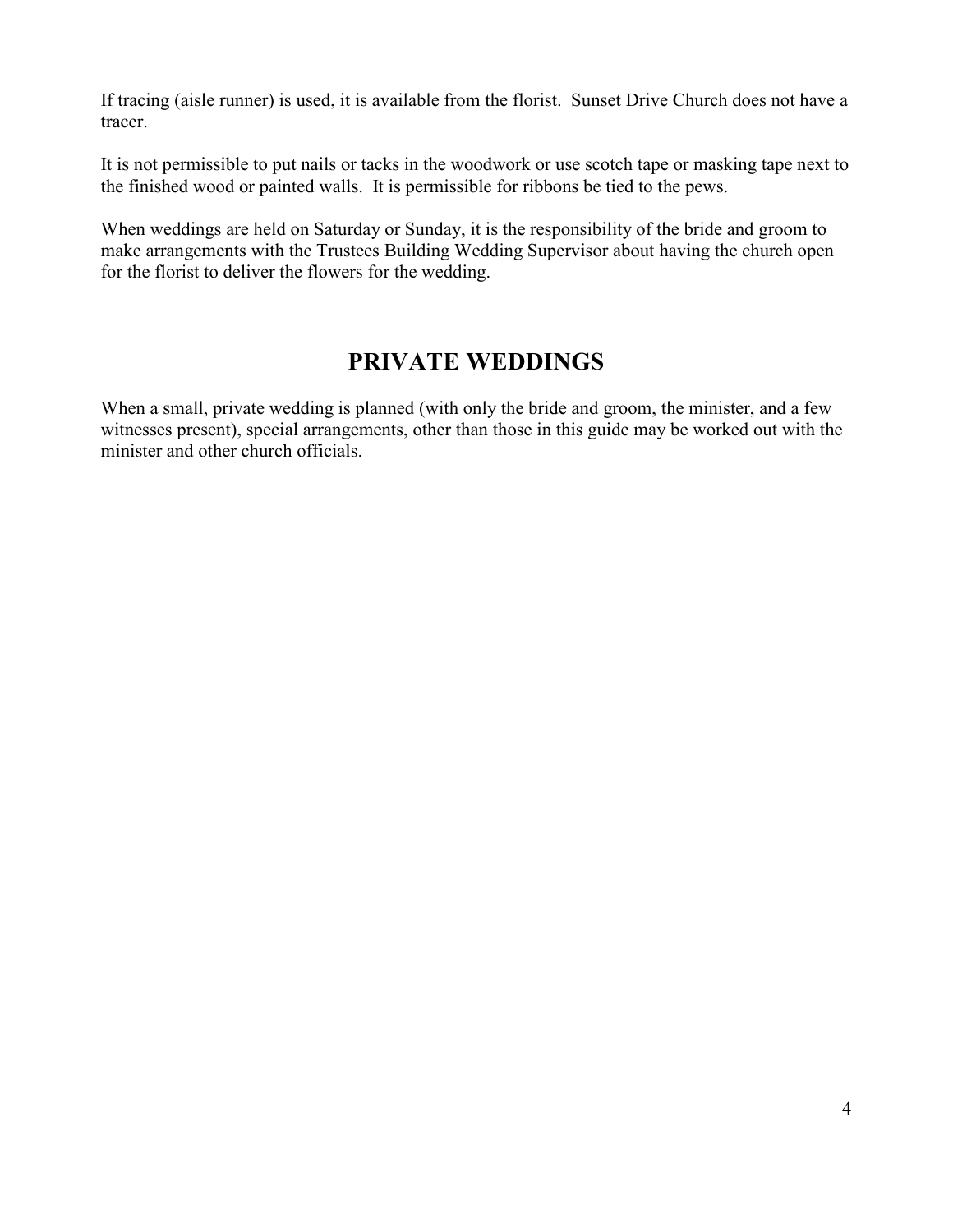If tracing (aisle runner) is used, it is available from the florist.  Sunset Drive Church does not have a tracer.

It is not permissible to put nails or tacks in the woodwork or use scotch tape or masking tape next to the finished wood or painted walls.  It is permissible for ribbons be tied to the pews.

When weddings are held on Saturday or Sunday, it is the responsibility of the bride and groom to make arrangements with the Trustees Building Wedding Supervisor about having the church open for the florist to deliver the flowers for the wedding.

# PRIVATE WEDDINGS

When a small, private wedding is planned (with only the bride and groom, the minister, and a few witnesses present), special arrangements, other than those in this guide may be worked out with the minister and other church officials.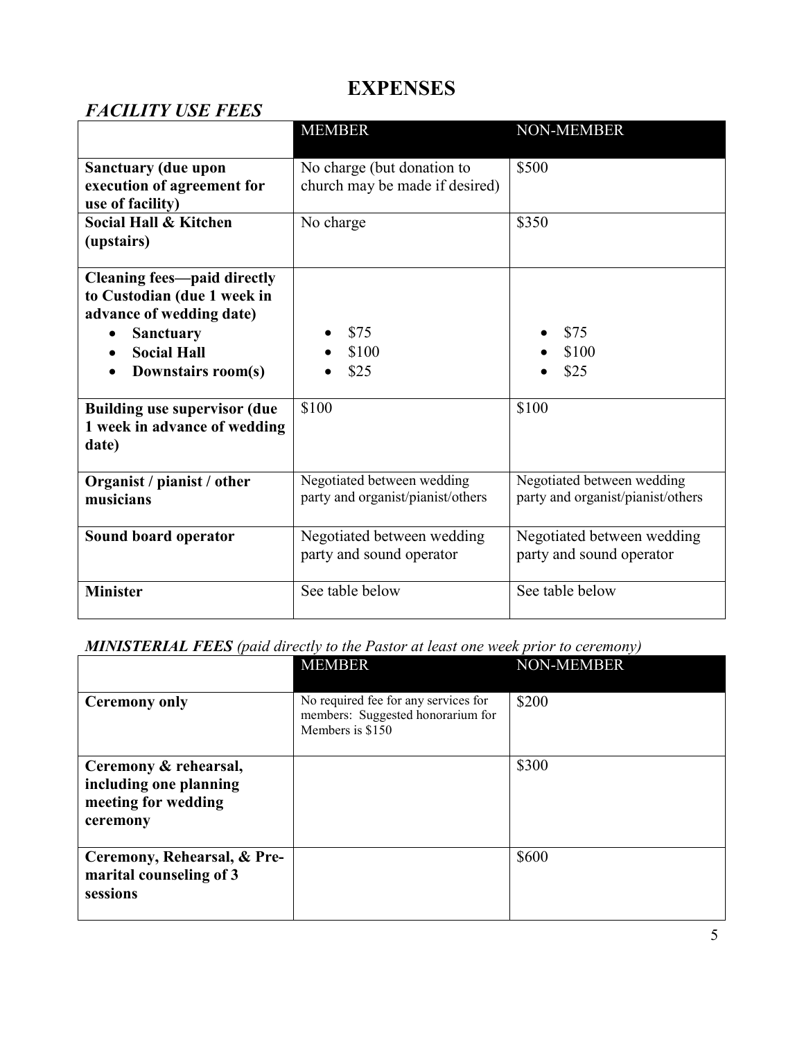# EXPENSES

## *FACILITY USE FEES*

| | MEMBER | NON-MEMBER |
|---|---|---|
| **Sanctuary (due upon execution of agreement for use of facility)** | No charge (but donation to church may be made if desired) | $500 |
| **Social Hall & Kitchen (upstairs)** | No charge | $350 |
| **Cleaning fees—paid directly to Custodian (due 1 week in advance of wedding date)**<br>• **Sanctuary**<br>• **Social Hall**<br>• **Downstairs room(s)** | <br>• $75<br>• $100<br>• $25 | <br>• $75<br>• $100<br>• $25 |
| **Building use supervisor (due 1 week in advance of wedding date)** | $100 | $100 |
| **Organist / pianist / other musicians** | Negotiated between wedding party and organist/pianist/others | Negotiated between wedding party and organist/pianist/others |
| **Sound board operator** | Negotiated between wedding party and sound operator | Negotiated between wedding party and sound operator |
| **Minister** | See table below | See table below |

***MINISTERIAL FEES*** *(paid directly to the Pastor at least one week prior to ceremony)*

| | MEMBER | NON-MEMBER |
|---|---|---|
| **Ceremony only** | No required fee for any services for members: Suggested honorarium for Members is $150 | $200 |
| **Ceremony & rehearsal, including one planning meeting for wedding ceremony** | | $300 |
| **Ceremony, Rehearsal, & Pre-marital counseling of 3 sessions** | | $600 |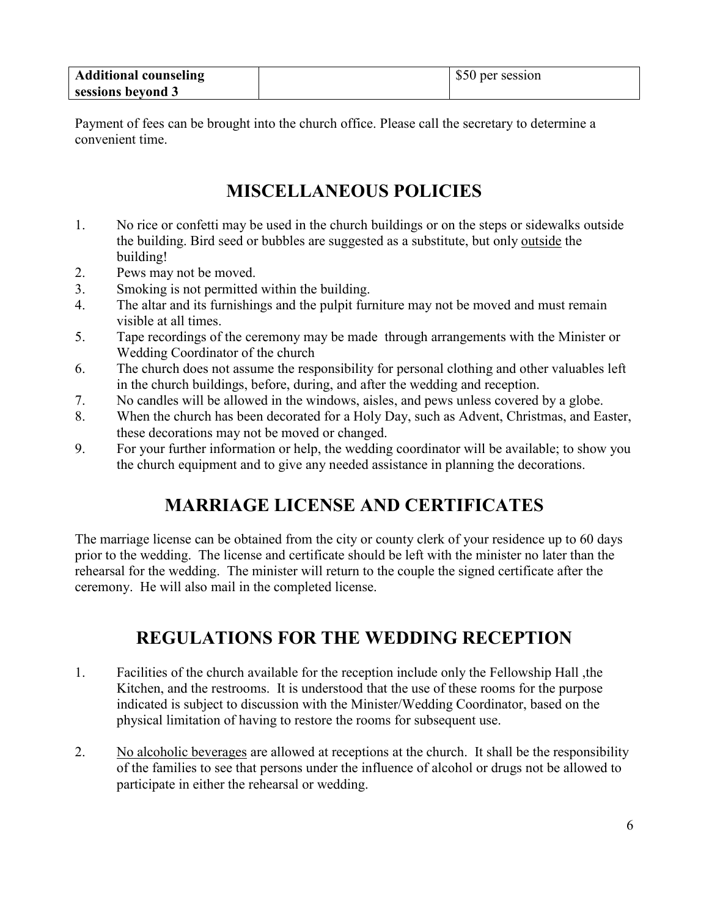| **Additional counseling sessions beyond 3** | | $50 per session |
|---|---|---|

Payment of fees can be brought into the church office. Please call the secretary to determine a convenient time.

## MISCELLANEOUS POLICIES

1. No rice or confetti may be used in the church buildings or on the steps or sidewalks outside the building. Bird seed or bubbles are suggested as a substitute, but only <u>outside</u> the building!
2. Pews may not be moved.
3. Smoking is not permitted within the building.
4. The altar and its furnishings and the pulpit furniture may not be moved and must remain visible at all times.
5. Tape recordings of the ceremony may be made through arrangements with the Minister or Wedding Coordinator of the church
6. The church does not assume the responsibility for personal clothing and other valuables left in the church buildings, before, during, and after the wedding and reception.
7. No candles will be allowed in the windows, aisles, and pews unless covered by a globe.
8. When the church has been decorated for a Holy Day, such as Advent, Christmas, and Easter, these decorations may not be moved or changed.
9. For your further information or help, the wedding coordinator will be available; to show you the church equipment and to give any needed assistance in planning the decorations.

## MARRIAGE LICENSE AND CERTIFICATES

The marriage license can be obtained from the city or county clerk of your residence up to 60 days prior to the wedding. The license and certificate should be left with the minister no later than the rehearsal for the wedding. The minister will return to the couple the signed certificate after the ceremony. He will also mail in the completed license.

## REGULATIONS FOR THE WEDDING RECEPTION

1. Facilities of the church available for the reception include only the Fellowship Hall ,the Kitchen, and the restrooms. It is understood that the use of these rooms for the purpose indicated is subject to discussion with the Minister/Wedding Coordinator, based on the physical limitation of having to restore the rooms for subsequent use.

2. <u>No alcoholic beverages</u> are allowed at receptions at the church. It shall be the responsibility of the families to see that persons under the influence of alcohol or drugs not be allowed to participate in either the rehearsal or wedding.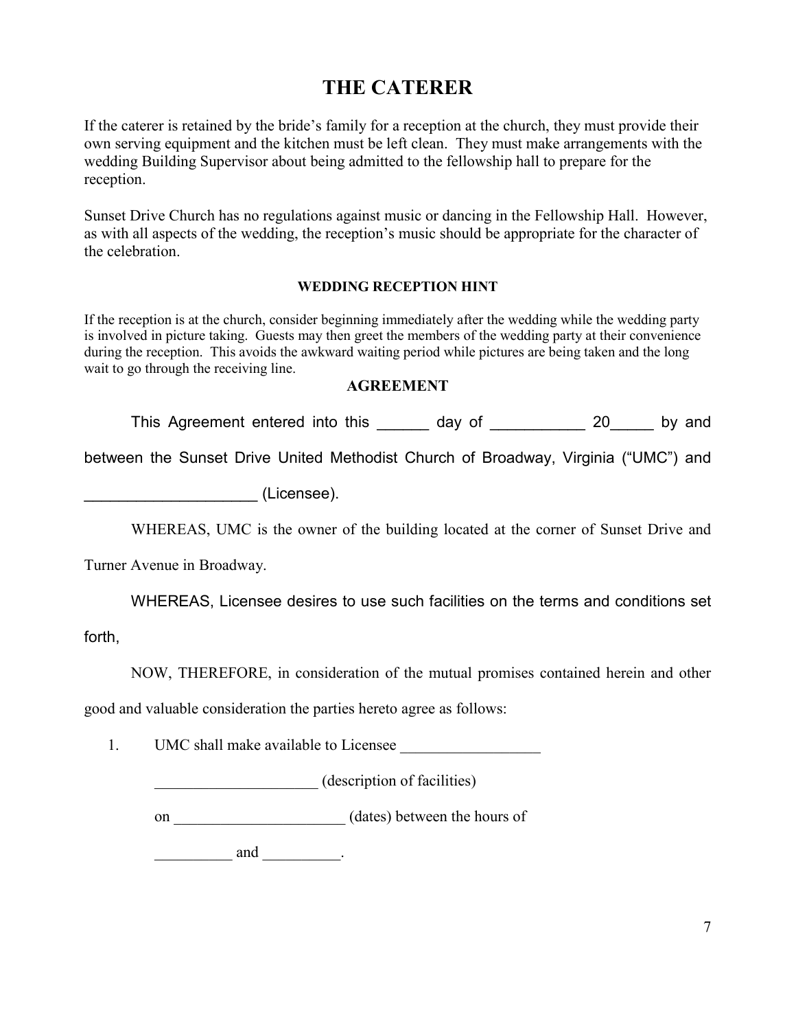# THE CATERER

If the caterer is retained by the bride's family for a reception at the church, they must provide their own serving equipment and the kitchen must be left clean. They must make arrangements with the wedding Building Supervisor about being admitted to the fellowship hall to prepare for the reception.

Sunset Drive Church has no regulations against music or dancing in the Fellowship Hall. However, as with all aspects of the wedding, the reception's music should be appropriate for the character of the celebration.

#### WEDDING RECEPTION HINT

If the reception is at the church, consider beginning immediately after the wedding while the wedding party is involved in picture taking. Guests may then greet the members of the wedding party at their convenience during the reception. This avoids the awkward waiting period while pictures are being taken and the long wait to go through the receiving line.

### AGREEMENT

This Agreement entered into this ______ day of ___________ 20_____ by and between the Sunset Drive United Methodist Church of Broadway, Virginia ("UMC") and _____________________ (Licensee).

WHEREAS, UMC is the owner of the building located at the corner of Sunset Drive and Turner Avenue in Broadway.

WHEREAS, Licensee desires to use such facilities on the terms and conditions set forth,

NOW, THEREFORE, in consideration of the mutual promises contained herein and other good and valuable consideration the parties hereto agree as follows:

1. UMC shall make available to Licensee __________________

   _____________________ (description of facilities)

   on ______________________ (dates) between the hours of

   __________ and __________.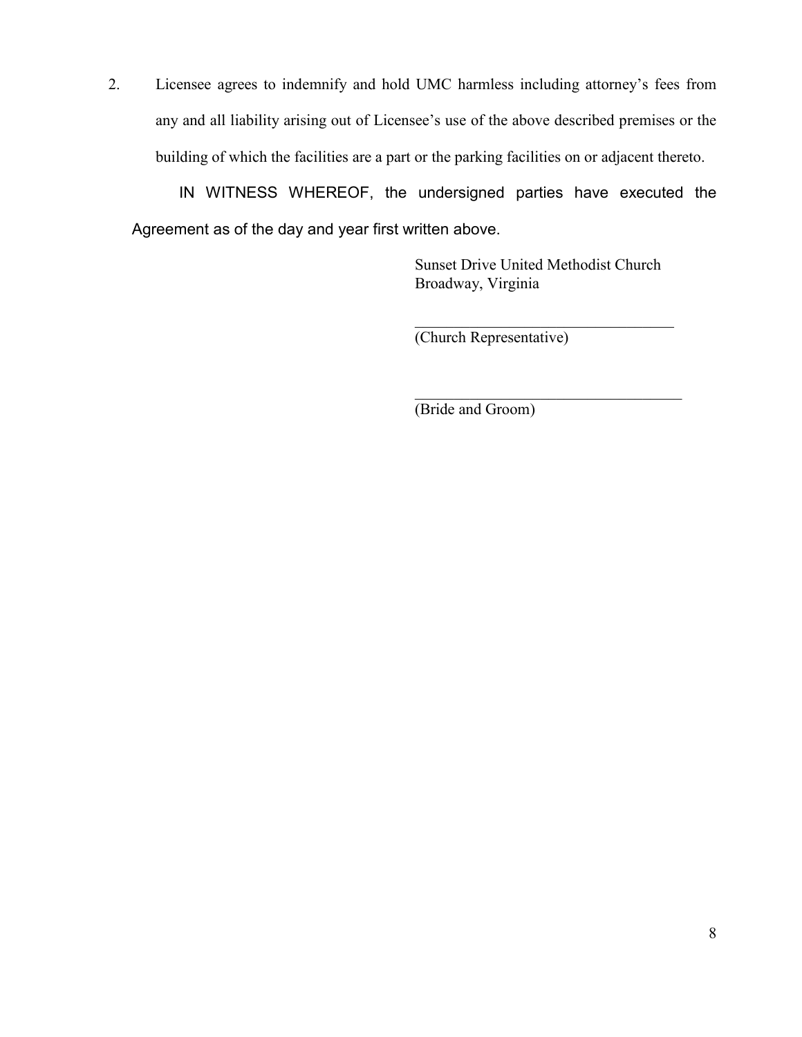2. Licensee agrees to indemnify and hold UMC harmless including attorney's fees from any and all liability arising out of Licensee's use of the above described premises or the building of which the facilities are a part or the parking facilities on or adjacent thereto.

IN WITNESS WHEREOF, the undersigned parties have executed the Agreement as of the day and year first written above.

Sunset Drive United Methodist Church
Broadway, Virginia

\_\_\_\_\_\_\_\_\_\_\_\_\_\_\_\_\_\_\_\_\_\_\_\_\_\_\_\_\_\_\_\_\_\_
(Church Representative)

\_\_\_\_\_\_\_\_\_\_\_\_\_\_\_\_\_\_\_\_\_\_\_\_\_\_\_\_\_\_\_\_\_\_\_
(Bride and Groom)